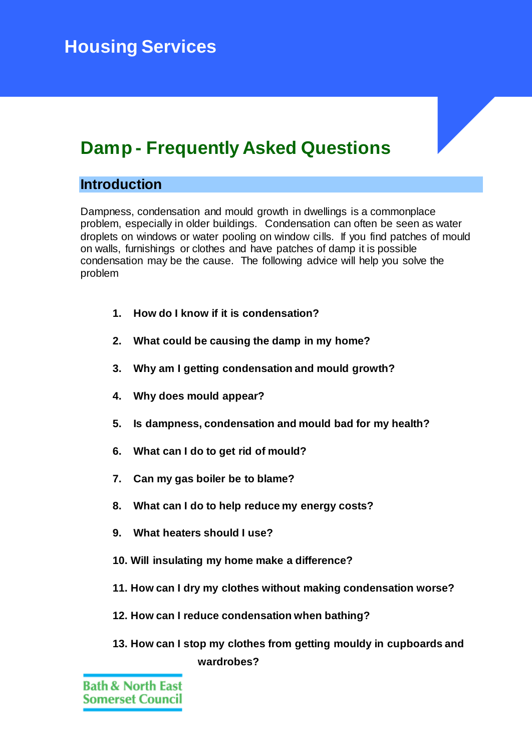Housing Services

# Damp - Frequently Asked Questions

## Introduction

Dampness, condensation and mould growth in dwellings is a commonplace problem, especially in older buildings. Condensation can often be seen as water droplets on windows or water pooling on window cills. If you find patches of mould on walls, furnishings or clothes and have patches of damp it is possible condensation may be the cause. The following advice will help you solve the problem

1. **How do I know if it is condensation?**
2. **What could be causing the damp in my home?**
3. **Why am I getting condensation and mould growth?**
4. **Why does mould appear?**
5. **Is dampness, condensation and mould bad for my health?**
6. **What can I do to get rid of mould?**
7. **Can my gas boiler be to blame?**
8. **What can I do to help reduce my energy costs?**
9. **What heaters should I use?**
10. **Will insulating my home make a difference?**
11. **How can I dry my clothes without making condensation worse?**
12. **How can I reduce condensation when bathing?**
13. **How can I stop my clothes from getting mouldy in cupboards and wardrobes?**

Bath & North East Somerset Council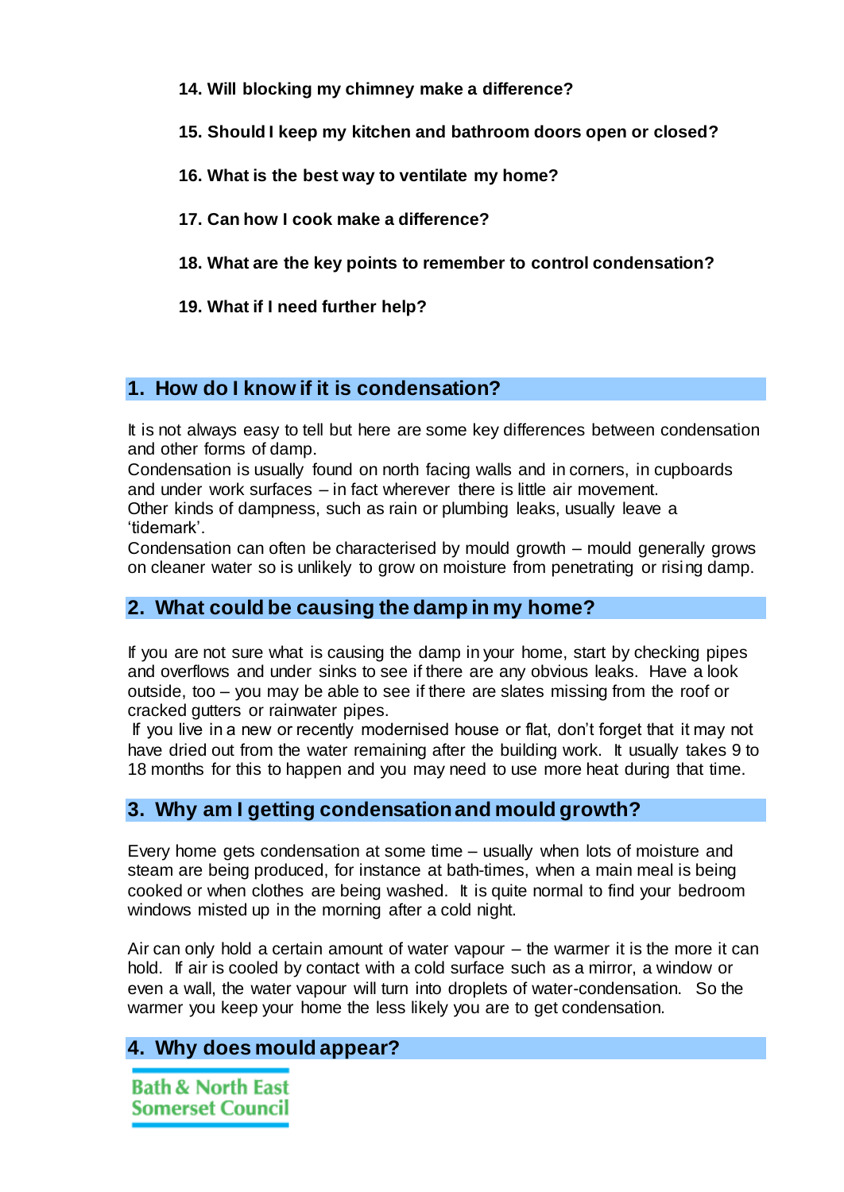**14. Will blocking my chimney make a difference?**

**15. Should I keep my kitchen and bathroom doors open or closed?**

**16. What is the best way to ventilate my home?**

**17. Can how I cook make a difference?**

**18. What are the key points to remember to control condensation?**

**19. What if I need further help?**

## 1. How do I know if it is condensation?

It is not always easy to tell but here are some key differences between condensation and other forms of damp.
Condensation is usually found on north facing walls and in corners, in cupboards and under work surfaces – in fact wherever there is little air movement.
Other kinds of dampness, such as rain or plumbing leaks, usually leave a 'tidemark'.
Condensation can often be characterised by mould growth – mould generally grows on cleaner water so is unlikely to grow on moisture from penetrating or rising damp.

## 2. What could be causing the damp in my home?

If you are not sure what is causing the damp in your home, start by checking pipes and overflows and under sinks to see if there are any obvious leaks. Have a look outside, too – you may be able to see if there are slates missing from the roof or cracked gutters or rainwater pipes.
If you live in a new or recently modernised house or flat, don't forget that it may not have dried out from the water remaining after the building work. It usually takes 9 to 18 months for this to happen and you may need to use more heat during that time.

## 3. Why am I getting condensation and mould growth?

Every home gets condensation at some time – usually when lots of moisture and steam are being produced, for instance at bath-times, when a main meal is being cooked or when clothes are being washed. It is quite normal to find your bedroom windows misted up in the morning after a cold night.

Air can only hold a certain amount of water vapour – the warmer it is the more it can hold. If air is cooled by contact with a cold surface such as a mirror, a window or even a wall, the water vapour will turn into droplets of water-condensation. So the warmer you keep your home the less likely you are to get condensation.

## 4. Why does mould appear?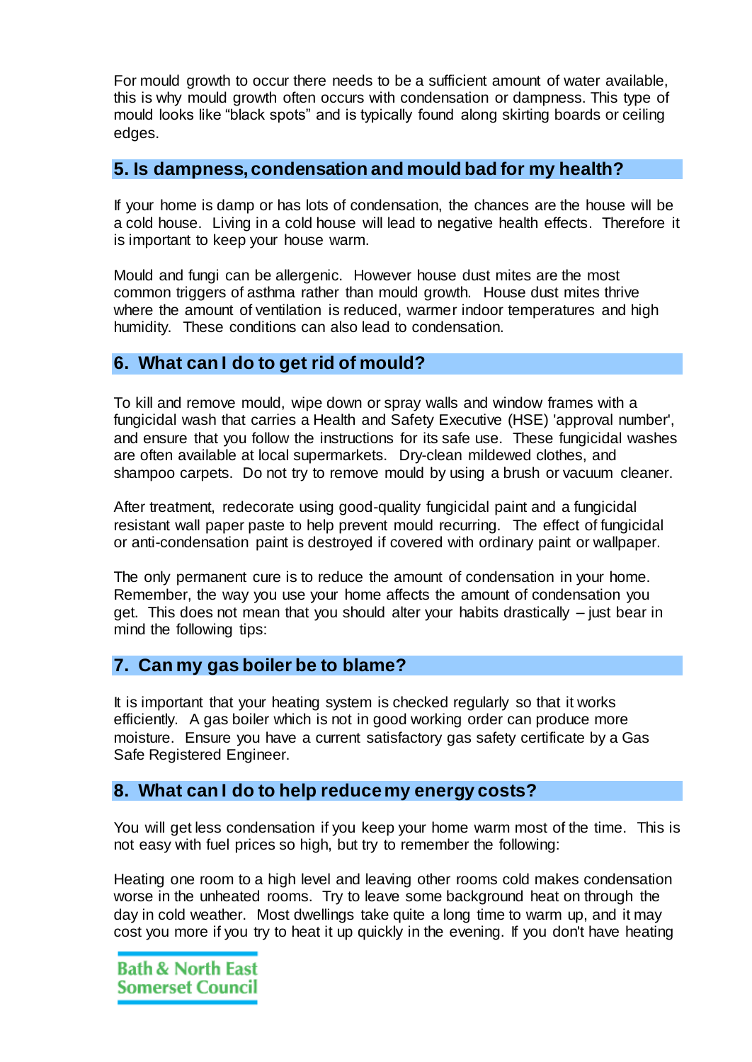For mould growth to occur there needs to be a sufficient amount of water available, this is why mould growth often occurs with condensation or dampness. This type of mould looks like "black spots" and is typically found along skirting boards or ceiling edges.

## 5. Is dampness, condensation and mould bad for my health?

If your home is damp or has lots of condensation, the chances are the house will be a cold house. Living in a cold house will lead to negative health effects. Therefore it is important to keep your house warm.

Mould and fungi can be allergenic. However house dust mites are the most common triggers of asthma rather than mould growth. House dust mites thrive where the amount of ventilation is reduced, warmer indoor temperatures and high humidity. These conditions can also lead to condensation.

## 6. What can I do to get rid of mould?

To kill and remove mould, wipe down or spray walls and window frames with a fungicidal wash that carries a Health and Safety Executive (HSE) 'approval number', and ensure that you follow the instructions for its safe use. These fungicidal washes are often available at local supermarkets. Dry-clean mildewed clothes, and shampoo carpets. Do not try to remove mould by using a brush or vacuum cleaner.

After treatment, redecorate using good-quality fungicidal paint and a fungicidal resistant wall paper paste to help prevent mould recurring. The effect of fungicidal or anti-condensation paint is destroyed if covered with ordinary paint or wallpaper.

The only permanent cure is to reduce the amount of condensation in your home. Remember, the way you use your home affects the amount of condensation you get. This does not mean that you should alter your habits drastically – just bear in mind the following tips:

## 7. Can my gas boiler be to blame?

It is important that your heating system is checked regularly so that it works efficiently. A gas boiler which is not in good working order can produce more moisture. Ensure you have a current satisfactory gas safety certificate by a Gas Safe Registered Engineer.

## 8. What can I do to help reduce my energy costs?

You will get less condensation if you keep your home warm most of the time. This is not easy with fuel prices so high, but try to remember the following:

Heating one room to a high level and leaving other rooms cold makes condensation worse in the unheated rooms. Try to leave some background heat on through the day in cold weather. Most dwellings take quite a long time to warm up, and it may cost you more if you try to heat it up quickly in the evening. If you don't have heating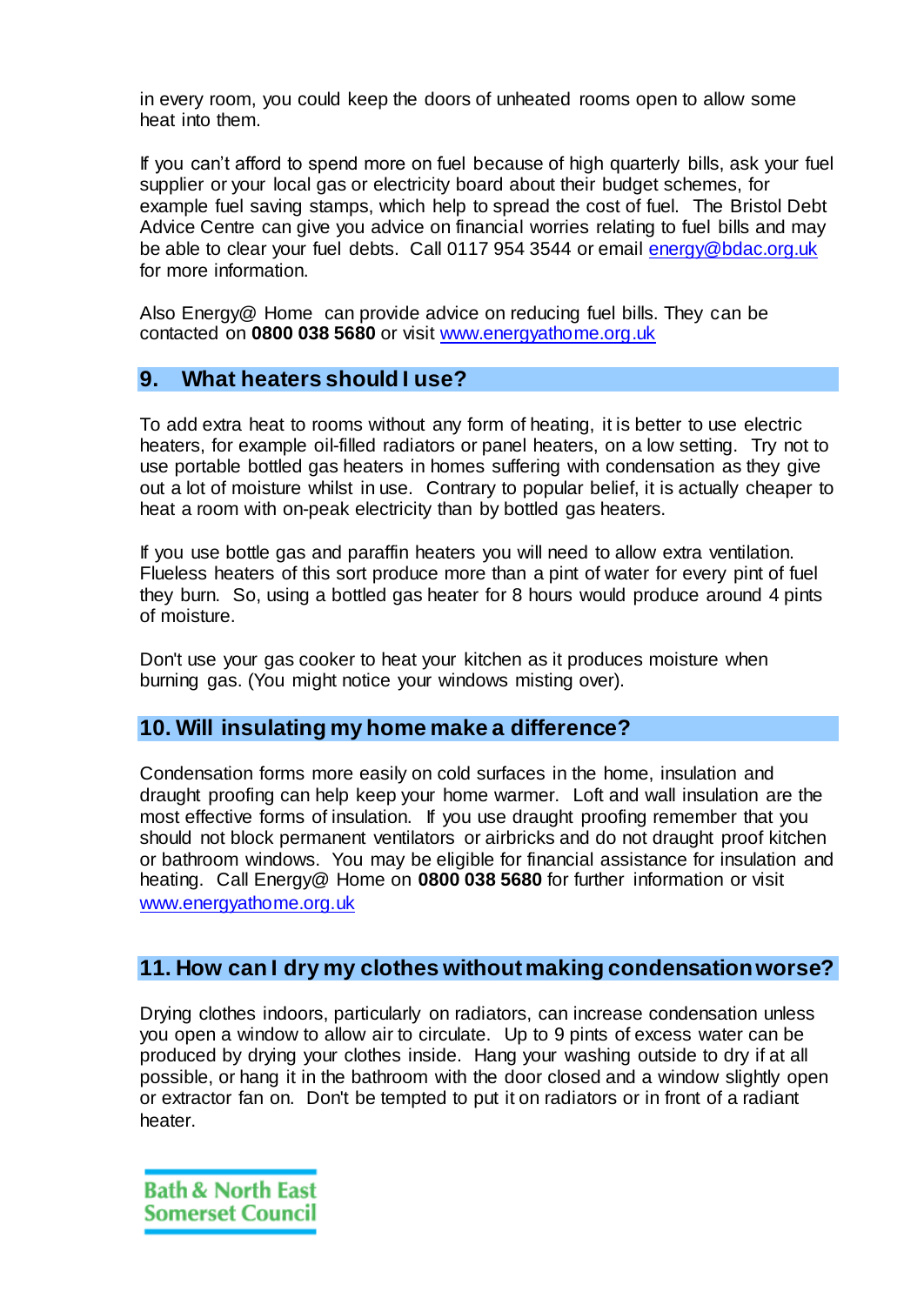in every room, you could keep the doors of unheated rooms open to allow some heat into them.

If you can't afford to spend more on fuel because of high quarterly bills, ask your fuel supplier or your local gas or electricity board about their budget schemes, for example fuel saving stamps, which help to spread the cost of fuel. The Bristol Debt Advice Centre can give you advice on financial worries relating to fuel bills and may be able to clear your fuel debts. Call 0117 954 3544 or email energy@bdac.org.uk for more information.

Also Energy@ Home can provide advice on reducing fuel bills. They can be contacted on **0800 038 5680** or visit www.energyathome.org.uk

## 9. What heaters should I use?

To add extra heat to rooms without any form of heating, it is better to use electric heaters, for example oil-filled radiators or panel heaters, on a low setting. Try not to use portable bottled gas heaters in homes suffering with condensation as they give out a lot of moisture whilst in use. Contrary to popular belief, it is actually cheaper to heat a room with on-peak electricity than by bottled gas heaters.

If you use bottle gas and paraffin heaters you will need to allow extra ventilation. Flueless heaters of this sort produce more than a pint of water for every pint of fuel they burn. So, using a bottled gas heater for 8 hours would produce around 4 pints of moisture.

Don't use your gas cooker to heat your kitchen as it produces moisture when burning gas. (You might notice your windows misting over).

## 10. Will insulating my home make a difference?

Condensation forms more easily on cold surfaces in the home, insulation and draught proofing can help keep your home warmer. Loft and wall insulation are the most effective forms of insulation. If you use draught proofing remember that you should not block permanent ventilators or airbricks and do not draught proof kitchen or bathroom windows. You may be eligible for financial assistance for insulation and heating. Call Energy@ Home on **0800 038 5680** for further information or visit www.energyathome.org.uk

## 11. How can I dry my clothes without making condensation worse?

Drying clothes indoors, particularly on radiators, can increase condensation unless you open a window to allow air to circulate. Up to 9 pints of excess water can be produced by drying your clothes inside. Hang your washing outside to dry if at all possible, or hang it in the bathroom with the door closed and a window slightly open or extractor fan on. Don't be tempted to put it on radiators or in front of a radiant heater.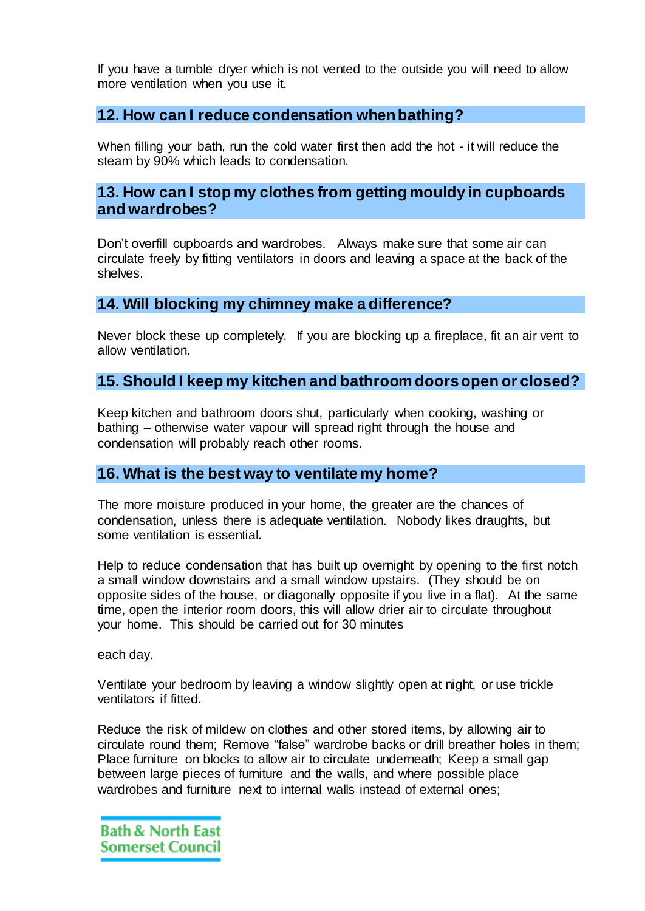If you have a tumble dryer which is not vented to the outside you will need to allow more ventilation when you use it.

## 12. How can I reduce condensation when bathing?

When filling your bath, run the cold water first then add the hot - it will reduce the steam by 90% which leads to condensation.

## 13. How can I stop my clothes from getting mouldy in cupboards and wardrobes?

Don't overfill cupboards and wardrobes. Always make sure that some air can circulate freely by fitting ventilators in doors and leaving a space at the back of the shelves.

## 14. Will blocking my chimney make a difference?

Never block these up completely. If you are blocking up a fireplace, fit an air vent to allow ventilation.

## 15. Should I keep my kitchen and bathroom doors open or closed?

Keep kitchen and bathroom doors shut, particularly when cooking, washing or bathing – otherwise water vapour will spread right through the house and condensation will probably reach other rooms.

## 16. What is the best way to ventilate my home?

The more moisture produced in your home, the greater are the chances of condensation, unless there is adequate ventilation. Nobody likes draughts, but some ventilation is essential.

Help to reduce condensation that has built up overnight by opening to the first notch a small window downstairs and a small window upstairs. (They should be on opposite sides of the house, or diagonally opposite if you live in a flat). At the same time, open the interior room doors, this will allow drier air to circulate throughout your home. This should be carried out for 30 minutes

each day.

Ventilate your bedroom by leaving a window slightly open at night, or use trickle ventilators if fitted.

Reduce the risk of mildew on clothes and other stored items, by allowing air to circulate round them; Remove "false" wardrobe backs or drill breather holes in them; Place furniture on blocks to allow air to circulate underneath; Keep a small gap between large pieces of furniture and the walls, and where possible place wardrobes and furniture next to internal walls instead of external ones;

Bath & North East Somerset Council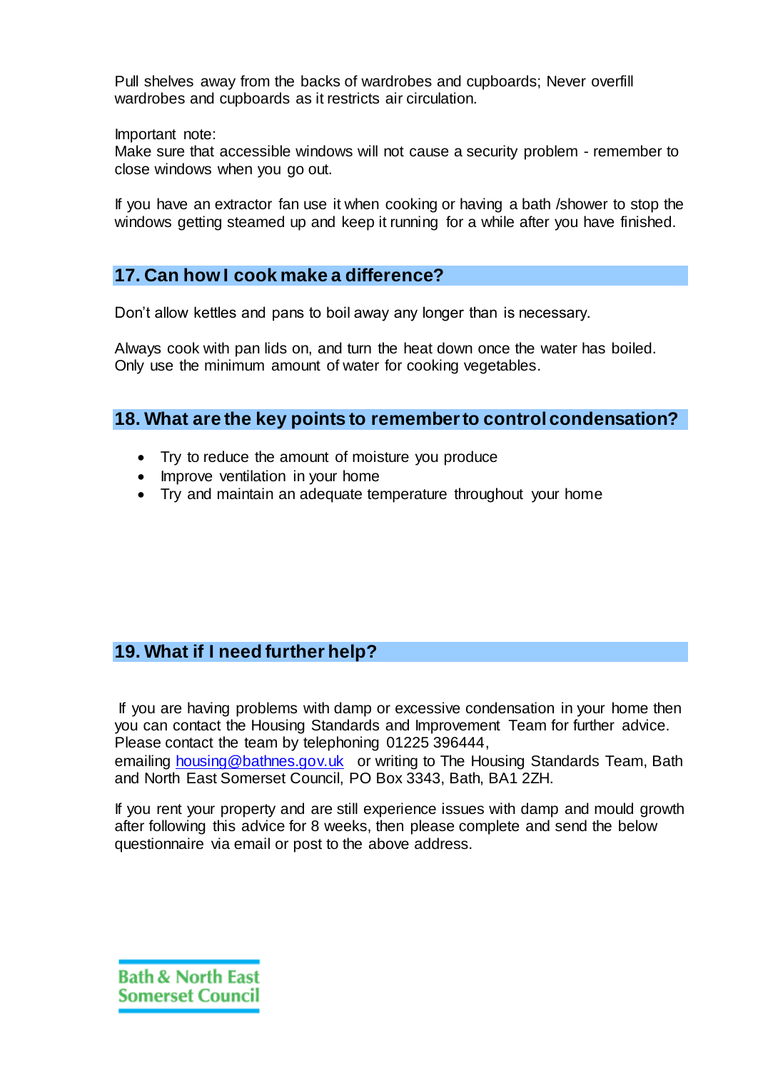Pull shelves away from the backs of wardrobes and cupboards; Never overfill wardrobes and cupboards as it restricts air circulation.

Important note:
Make sure that accessible windows will not cause a security problem - remember to close windows when you go out.

If you have an extractor fan use it when cooking or having a bath /shower to stop the windows getting steamed up and keep it running for a while after you have finished.

## 17. Can how I cook make a difference?

Don't allow kettles and pans to boil away any longer than is necessary.

Always cook with pan lids on, and turn the heat down once the water has boiled. Only use the minimum amount of water for cooking vegetables.

## 18. What are the key points to remember to control condensation?

- Try to reduce the amount of moisture you produce
- Improve ventilation in your home
- Try and maintain an adequate temperature throughout your home

## 19. What if I need further help?

If you are having problems with damp or excessive condensation in your home then you can contact the Housing Standards and Improvement Team for further advice. Please contact the team by telephoning 01225 396444, emailing housing@bathnes.gov.uk or writing to The Housing Standards Team, Bath and North East Somerset Council, PO Box 3343, Bath, BA1 2ZH.

If you rent your property and are still experience issues with damp and mould growth after following this advice for 8 weeks, then please complete and send the below questionnaire via email or post to the above address.

Bath & North East Somerset Council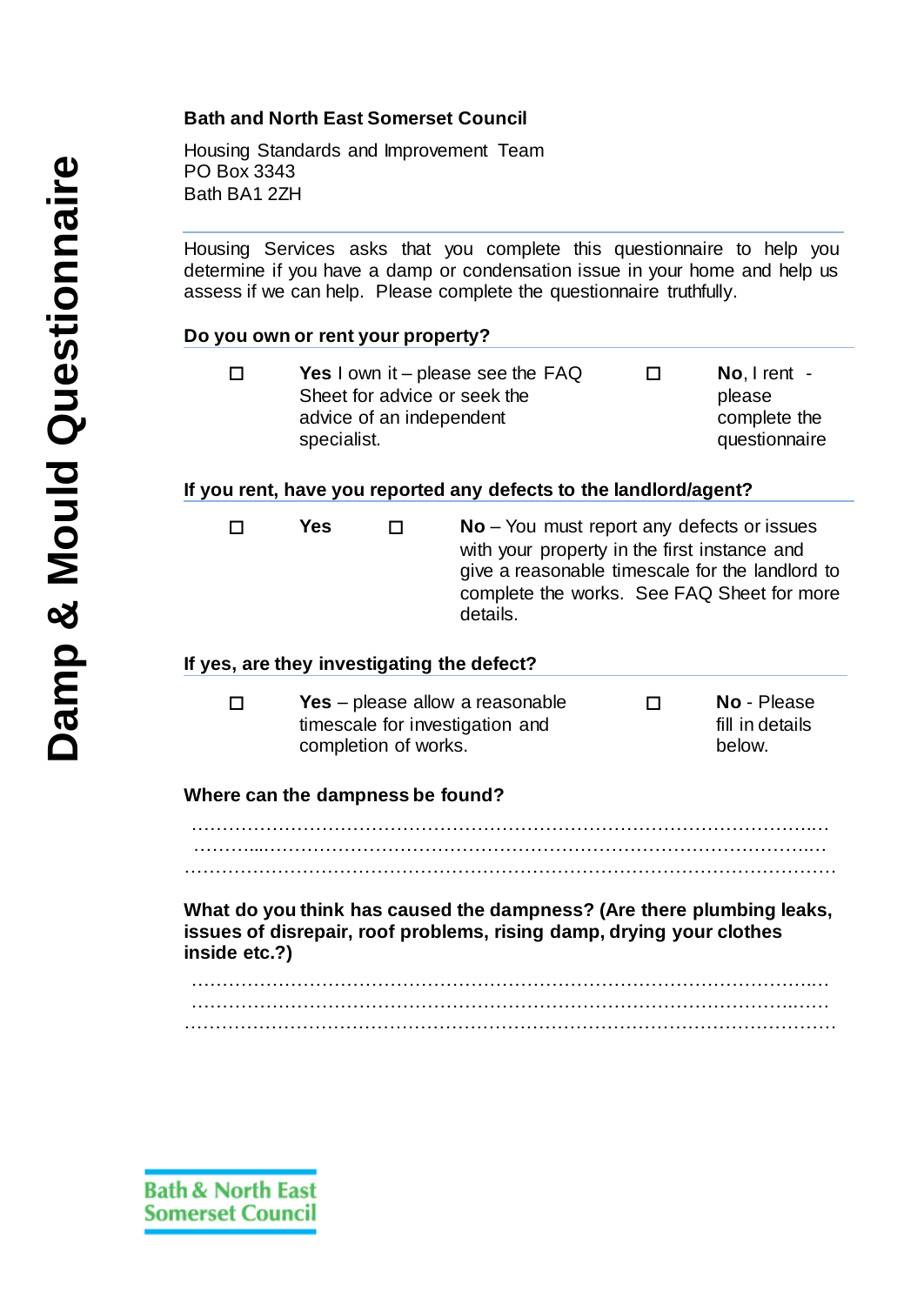# Damp & Mould Questionnaire

**Bath and North East Somerset Council**

Housing Standards and Improvement Team
PO Box 3343
Bath BA1 2ZH

Housing Services asks that you complete this questionnaire to help you determine if you have a damp or condensation issue in your home and help us assess if we can help. Please complete the questionnaire truthfully.

**Do you own or rent your property?**

☐ **Yes** I own it – please see the FAQ Sheet for advice or seek the advice of an independent specialist.

☐ **No**, I rent - please complete the questionnaire

**If you rent, have you reported any defects to the landlord/agent?**

☐ **Yes**

☐ **No** – You must report any defects or issues with your property in the first instance and give a reasonable timescale for the landlord to complete the works. See FAQ Sheet for more details.

**If yes, are they investigating the defect?**

☐ **Yes** – please allow a reasonable timescale for investigation and completion of works.

☐ **No** - Please fill in details below.

**Where can the dampness be found?**

…………………………………………………………………………………………
…………………………………………………………………………………………
…………………………………………………………………………………………

**What do you think has caused the dampness? (Are there plumbing leaks, issues of disrepair, roof problems, rising damp, drying your clothes inside etc.?)**

…………………………………………………………………………………………
…………………………………………………………………………………………
…………………………………………………………………………………………

Bath & North East Somerset Council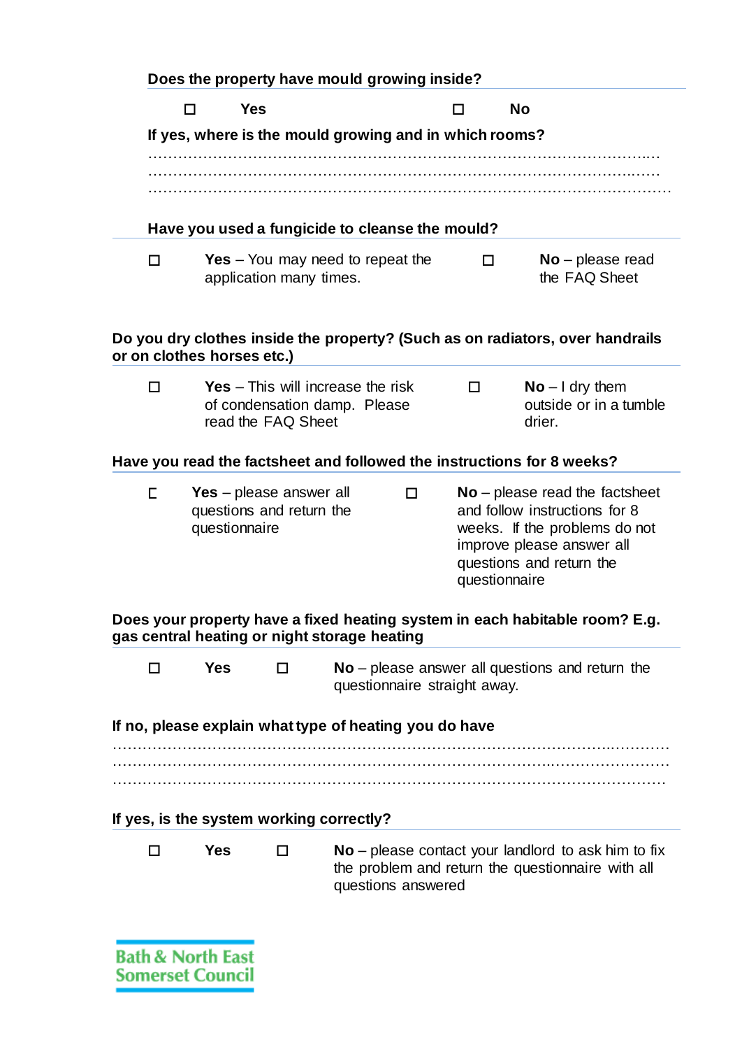**Does the property have mould growing inside?**

☐ **Yes** ☐ **No**

**If yes, where is the mould growing and in which rooms?**

…………………………………………………………………………………………………
…………………………………………………………………………………………………
…………………………………………………………………………………………………

**Have you used a fungicide to cleanse the mould?**

☐ **Yes** – You may need to repeat the application many times.

☐ **No** – please read the FAQ Sheet

**Do you dry clothes inside the property? (Such as on radiators, over handrails or on clothes horses etc.)**

☐ **Yes** – This will increase the risk of condensation damp. Please read the FAQ Sheet

☐ **No** – I dry them outside or in a tumble drier.

**Have you read the factsheet and followed the instructions for 8 weeks?**

☐ **Yes** – please answer all questions and return the questionnaire

☐ **No** – please read the factsheet and follow instructions for 8 weeks. If the problems do not improve please answer all questions and return the questionnaire

**Does your property have a fixed heating system in each habitable room? E.g. gas central heating or night storage heating**

☐ **Yes** ☐ **No** – please answer all questions and return the questionnaire straight away.

**If no, please explain what type of heating you do have**

…………………………………………………………………………………………………
…………………………………………………………………………………………………
…………………………………………………………………………………………………

**If yes, is the system working correctly?**

☐ **Yes** ☐ **No** – please contact your landlord to ask him to fix the problem and return the questionnaire with all questions answered

Bath & North East Somerset Council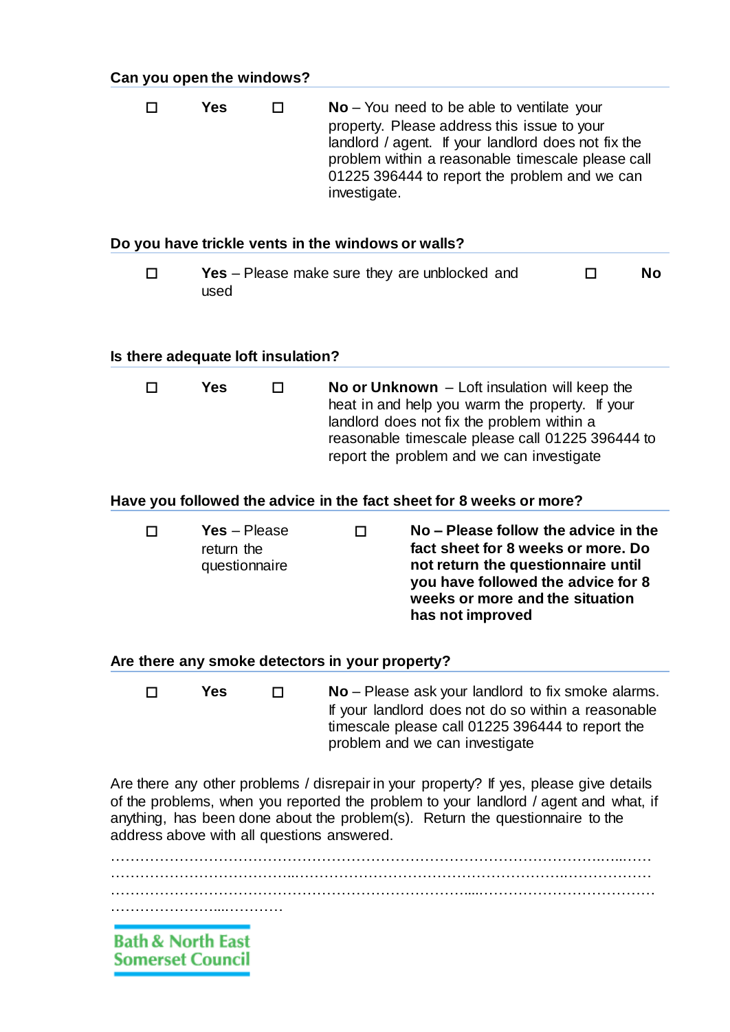**Can you open the windows?**

☐ **Yes** ☐ **No** – You need to be able to ventilate your property. Please address this issue to your landlord / agent. If your landlord does not fix the problem within a reasonable timescale please call 01225 396444 to report the problem and we can investigate.

**Do you have trickle vents in the windows or walls?**

☐ **Yes** – Please make sure they are unblocked and used ☐ **No**

**Is there adequate loft insulation?**

☐ **Yes** ☐ **No or Unknown** – Loft insulation will keep the heat in and help you warm the property. If your landlord does not fix the problem within a reasonable timescale please call 01225 396444 to report the problem and we can investigate

**Have you followed the advice in the fact sheet for 8 weeks or more?**

☐ **Yes** – Please return the questionnaire ☐ **No – Please follow the advice in the fact sheet for 8 weeks or more. Do not return the questionnaire until you have followed the advice for 8 weeks or more and the situation has not improved**

**Are there any smoke detectors in your property?**

☐ **Yes** ☐ **No** – Please ask your landlord to fix smoke alarms. If your landlord does not do so within a reasonable timescale please call 01225 396444 to report the problem and we can investigate

Are there any other problems / disrepair in your property? If yes, please give details of the problems, when you reported the problem to your landlord / agent and what, if anything, has been done about the problem(s). Return the questionnaire to the address above with all questions answered.

…………………………………………………………………………………………………………
…………………………………………………………………………………………………………
…………………………………………………………………………………………………………
………………………………

Bath & North East Somerset Council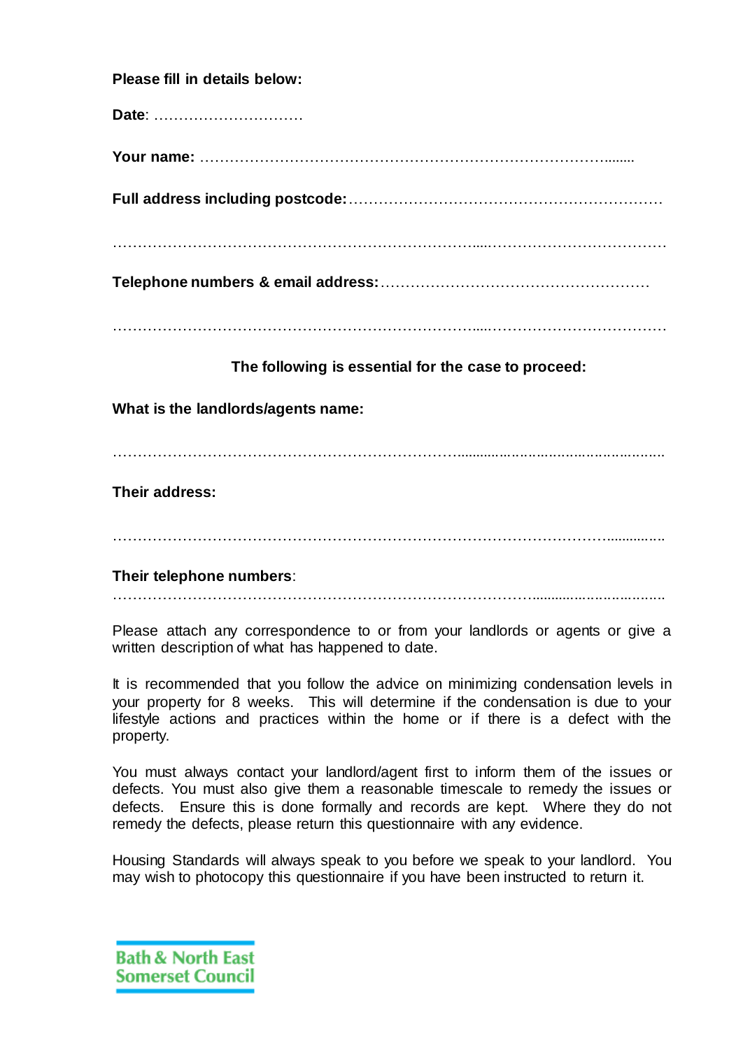**Please fill in details below:**

**Date**: …………………………

**Your name:** …………………………………………………………………………........

**Full address including postcode:**………………………………………………………

……………………………………………………………………....……………………………

**Telephone numbers & email address:**………………………………………………

……………………………………………………………………....……………………………

**The following is essential for the case to proceed:**

**What is the landlords/agents name:**

………………………………………………………………..................................................

**Their address:**

……………………………………………………………………………………………..............

**Their telephone numbers**:

……………………………………………………………………………...................................

Please attach any correspondence to or from your landlords or agents or give a written description of what has happened to date.

It is recommended that you follow the advice on minimizing condensation levels in your property for 8 weeks. This will determine if the condensation is due to your lifestyle actions and practices within the home or if there is a defect with the property.

You must always contact your landlord/agent first to inform them of the issues or defects. You must also give them a reasonable timescale to remedy the issues or defects. Ensure this is done formally and records are kept. Where they do not remedy the defects, please return this questionnaire with any evidence.

Housing Standards will always speak to you before we speak to your landlord. You may wish to photocopy this questionnaire if you have been instructed to return it.

Bath & North East Somerset Council